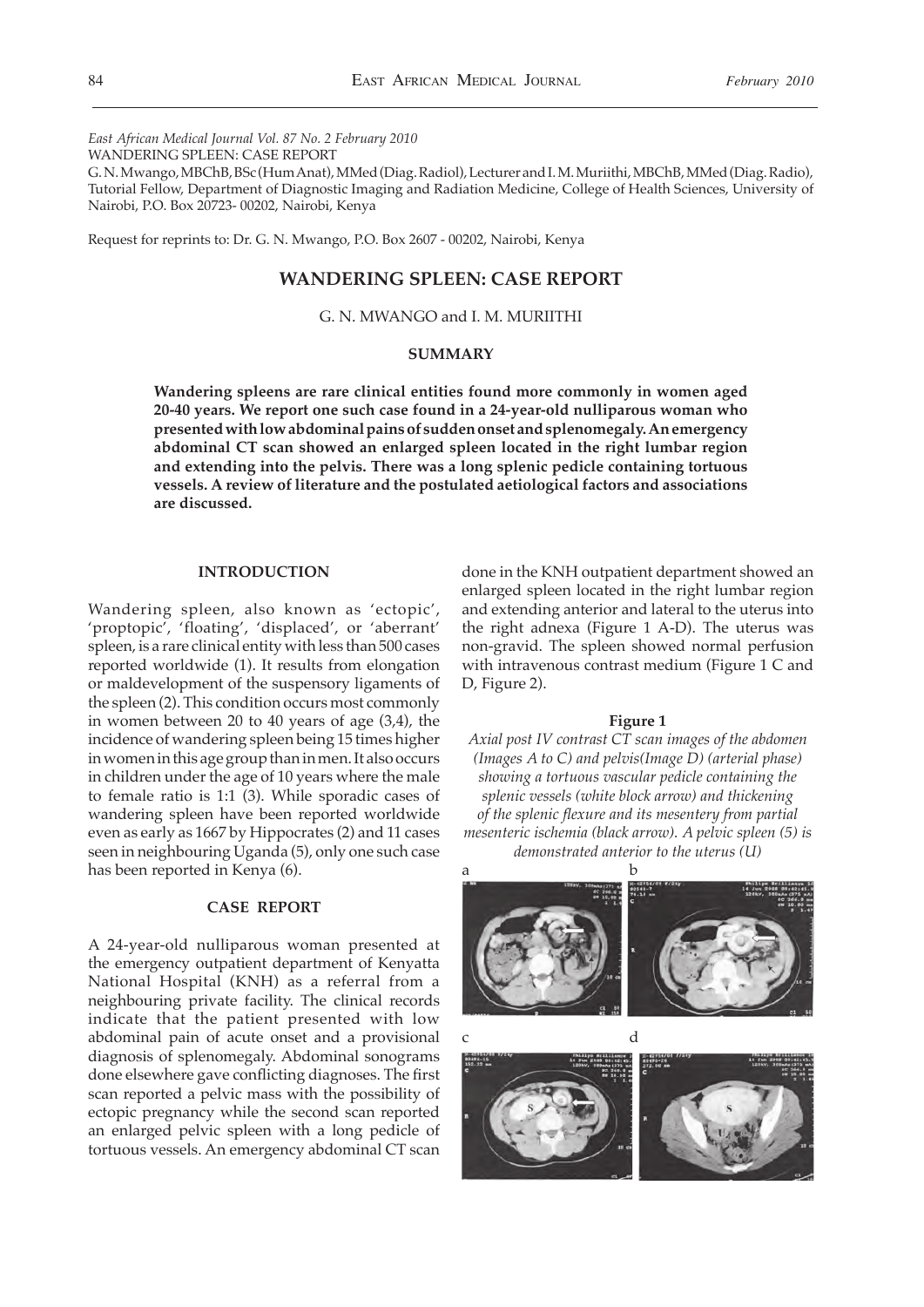*East African Medical Journal Vol. 87 No. 2 February 2010*
WANDERING SPLEEN: CASE REPORT
G. N. Mwango, MBChB, BSc (Hum Anat), MMed (Diag. Radiol), Lecturer and I. M. Muriithi, MBChB, MMed (Diag. Radio), Tutorial Fellow, Department of Diagnostic Imaging and Radiation Medicine, College of Health Sciences, University of Nairobi, P.O. Box 20723- 00202, Nairobi, Kenya

Request for reprints to: Dr. G. N. Mwango, P.O. Box 2607 - 00202, Nairobi, Kenya

# WANDERING SPLEEN: CASE REPORT

G. N. MWANGO and I. M. MURIITHI

## SUMMARY

**Wandering spleens are rare clinical entities found more commonly in women aged 20-40 years. We report one such case found in a 24-year-old nulliparous woman who presented with low abdominal pains of sudden onset and splenomegaly. An emergency abdominal CT scan showed an enlarged spleen located in the right lumbar region and extending into the pelvis. There was a long splenic pedicle containing tortuous vessels. A review of literature and the postulated aetiological factors and associations are discussed.**

## INTRODUCTION

Wandering spleen, also known as 'ectopic', 'proptopic', 'floating', 'displaced', or 'aberrant' spleen, is a rare clinical entity with less than 500 cases reported worldwide (1). It results from elongation or maldevelopment of the suspensory ligaments of the spleen (2). This condition occurs most commonly in women between 20 to 40 years of age (3,4), the incidence of wandering spleen being 15 times higher in women in this age group than in men. It also occurs in children under the age of 10 years where the male to female ratio is 1:1 (3). While sporadic cases of wandering spleen have been reported worldwide even as early as 1667 by Hippocrates (2) and 11 cases seen in neighbouring Uganda (5), only one such case has been reported in Kenya (6).

## CASE REPORT

A 24-year-old nulliparous woman presented at the emergency outpatient department of Kenyatta National Hospital (KNH) as a referral from a neighbouring private facility. The clinical records indicate that the patient presented with low abdominal pain of acute onset and a provisional diagnosis of splenomegaly. Abdominal sonograms done elsewhere gave conflicting diagnoses. The first scan reported a pelvic mass with the possibility of ectopic pregnancy while the second scan reported an enlarged pelvic spleen with a long pedicle of tortuous vessels. An emergency abdominal CT scan done in the KNH outpatient department showed an enlarged spleen located in the right lumbar region and extending anterior and lateral to the uterus into the right adnexa (Figure 1 A-D). The uterus was non-gravid. The spleen showed normal perfusion with intravenous contrast medium (Figure 1 C and D, Figure 2).

**Figure 1**

*Axial post IV contrast CT scan images of the abdomen (Images A to C) and pelvis(Image D) (arterial phase) showing a tortuous vascular pedicle containing the splenic vessels (white block arrow) and thickening of the splenic flexure and its mesentery from partial mesenteric ischemia (black arrow). A pelvic spleen (S) is demonstrated anterior to the uterus (U)*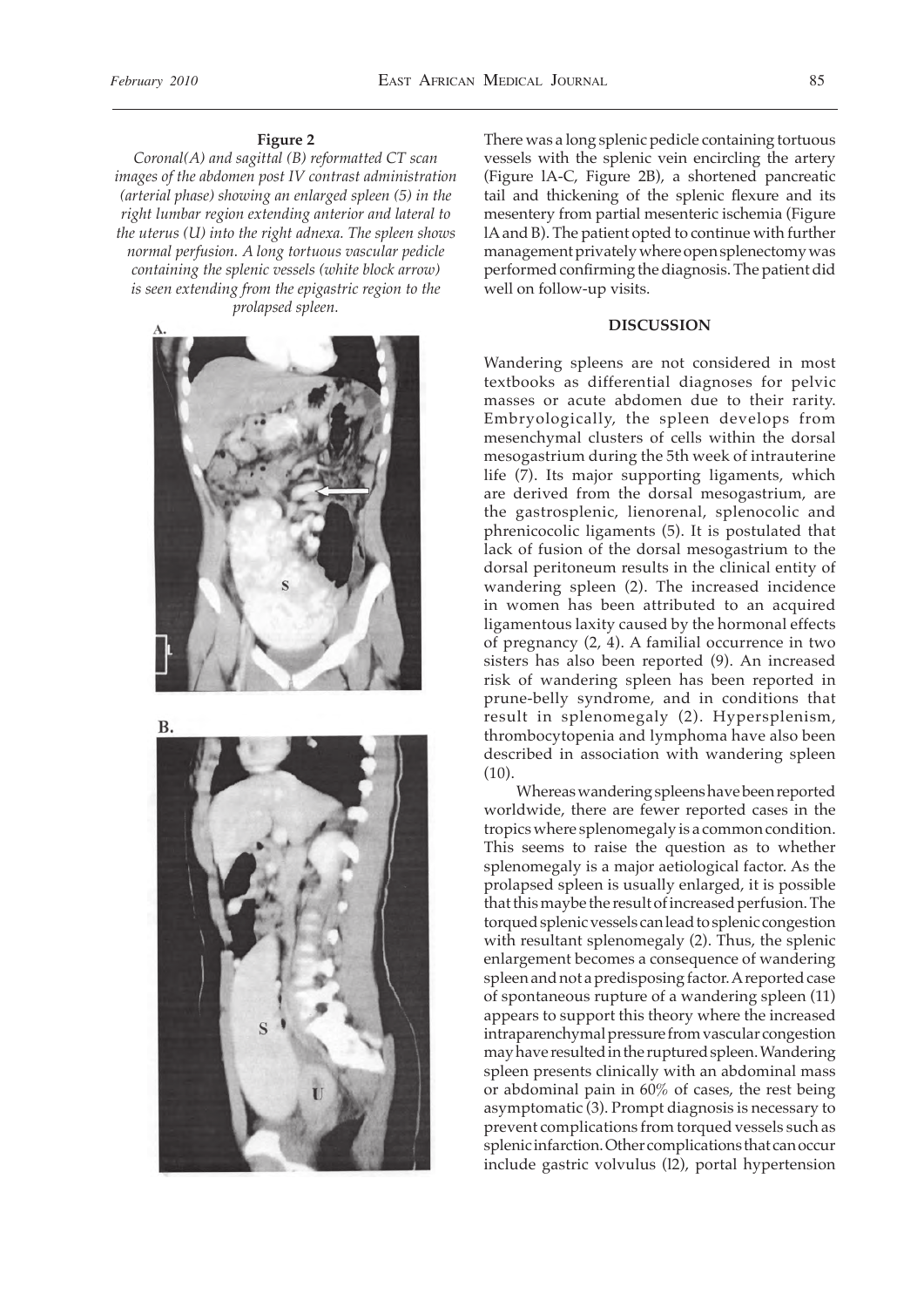**Figure 2**

*Coronal(A) and sagittal (B) reformatted CT scan images of the abdomen post IV contrast administration (arterial phase) showing an enlarged spleen (S) in the right lumbar region extending anterior and lateral to the uterus (U) into the right adnexa. The spleen shows normal perfusion. A long tortuous vascular pedicle containing the splenic vessels (white block arrow) is seen extending from the epigastric region to the prolapsed spleen.*

There was a long splenic pedicle containing tortuous vessels with the splenic vein encircling the artery (Figure 1A-C, Figure 2B), a shortened pancreatic tail and thickening of the splenic flexure and its mesentery from partial mesenteric ischemia (Figure 1A and B). The patient opted to continue with further management privately where open splenectomy was performed confirming the diagnosis. The patient did well on follow-up visits.

## DISCUSSION

Wandering spleens are not considered in most textbooks as differential diagnoses for pelvic masses or acute abdomen due to their rarity. Embryologically, the spleen develops from mesenchymal clusters of cells within the dorsal mesogastrium during the 5th week of intrauterine life (7). Its major supporting ligaments, which are derived from the dorsal mesogastrium, are the gastrosplenic, lienorenal, splenocolic and phrenicocolic ligaments (5). It is postulated that lack of fusion of the dorsal mesogastrium to the dorsal peritoneum results in the clinical entity of wandering spleen (2). The increased incidence in women has been attributed to an acquired ligamentous laxity caused by the hormonal effects of pregnancy (2, 4). A familial occurrence in two sisters has also been reported (9). An increased risk of wandering spleen has been reported in prune-belly syndrome, and in conditions that result in splenomegaly (2). Hypersplenism, thrombocytopenia and lymphoma have also been described in association with wandering spleen (10).

Whereas wandering spleens have been reported worldwide, there are fewer reported cases in the tropics where splenomegaly is a common condition. This seems to raise the question as to whether splenomegaly is a major aetiological factor. As the prolapsed spleen is usually enlarged, it is possible that this maybe the result of increased perfusion. The torqued splenic vessels can lead to splenic congestion with resultant splenomegaly (2). Thus, the splenic enlargement becomes a consequence of wandering spleen and not a predisposing factor. A reported case of spontaneous rupture of a wandering spleen (11) appears to support this theory where the increased intraparenchymal pressure from vascular congestion may have resulted in the ruptured spleen. Wandering spleen presents clinically with an abdominal mass or abdominal pain in 60% of cases, the rest being asymptomatic (3). Prompt diagnosis is necessary to prevent complications from torqued vessels such as splenic infarction. Other complications that can occur include gastric volvulus (12), portal hypertension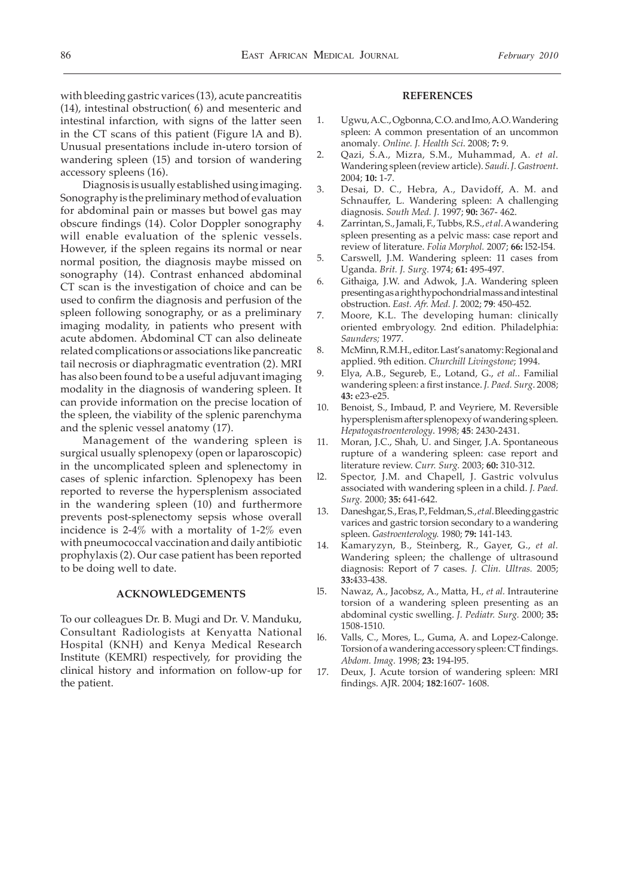with bleeding gastric varices (13), acute pancreatitis (14), intestinal obstruction( 6) and mesenteric and intestinal infarction, with signs of the latter seen in the CT scans of this patient (Figure lA and B). Unusual presentations include in-utero torsion of wandering spleen (15) and torsion of wandering accessory spleens (16).

Diagnosis is usually established using imaging. Sonography is the preliminary method of evaluation for abdominal pain or masses but bowel gas may obscure findings (14). Color Doppler sonography will enable evaluation of the splenic vessels. However, if the spleen regains its normal or near normal position, the diagnosis maybe missed on sonography (14). Contrast enhanced abdominal CT scan is the investigation of choice and can be used to confirm the diagnosis and perfusion of the spleen following sonography, or as a preliminary imaging modality, in patients who present with acute abdomen. Abdominal CT can also delineate related complications or associations like pancreatic tail necrosis or diaphragmatic eventration (2). MRI has also been found to be a useful adjuvant imaging modality in the diagnosis of wandering spleen. It can provide information on the precise location of the spleen, the viability of the splenic parenchyma and the splenic vessel anatomy (17).

Management of the wandering spleen is surgical usually splenopexy (open or laparoscopic) in the uncomplicated spleen and splenectomy in cases of splenic infarction. Splenopexy has been reported to reverse the hypersplenism associated in the wandering spleen (10) and furthermore prevents post-splenectomy sepsis whose overall incidence is 2-4% with a mortality of 1-2% even with pneumococcal vaccination and daily antibiotic prophylaxis (2). Our case patient has been reported to be doing well to date.

## ACKNOWLEDGEMENTS

To our colleagues Dr. B. Mugi and Dr. V. Manduku, Consultant Radiologists at Kenyatta National Hospital (KNH) and Kenya Medical Research Institute (KEMRI) respectively, for providing the clinical history and information on follow-up for the patient.

## REFERENCES

1. Ugwu, A.C., Ogbonna, C.O. and Imo, A.O. Wandering spleen: A common presentation of an uncommon anomaly. *Online. J. Health Sci*. 2008; **7:** 9.
2. Qazi, S.A., Mizra, S.M., Muhammad, A. *et al*. Wandering spleen (review article). *Saudi. J. Gastroent*. 2004; **10:** 1-7.
3. Desai, D. C., Hebra, A., Davidoff, A. M. and Schnauffer, L. Wandering spleen: A challenging diagnosis. *South Med. J.* 1997; **90:** 367- 462.
4. Zarrintan, S., Jamali, F., Tubbs, R.S., *et al*. A wandering spleen presenting as a pelvic mass: case report and review of literature. *Folia Morphol.* 2007; **66:** l52-l54.
5. Carswell, J.M. Wandering spleen: 11 cases from Uganda. *Brit. J. Surg.* 1974; **61:** 495-497.
6. Githaiga, J.W. and Adwok, J.A. Wandering spleen presenting as a right hypochondrial mass and intestinal obstruction. *East. Afr. Med. J.* 2002; **79**: 450-452.
7. Moore, K.L. The developing human: clinically oriented embryology. 2nd edition. Philadelphia: *Saunders;* 1977.
8. McMinn, R.M.H., editor. Last's anatomy: Regional and applied. 9th edition. *Churchill Livingstone*; 1994.
9. Elya, A.B., Segureb, E., Lotand, G., *et al.*. Familial wandering spleen: a first instance. *J. Paed. Surg*. 2008; **43:** e23-e25.
10. Benoist, S., Imbaud, P. and Veyriere, M. Reversible hypersplenism after splenopexy of wandering spleen. *Hepatogastroenterology*. 1998; **45**: 2430-2431.
11. Moran, J.C., Shah, U. and Singer, J.A. Spontaneous rupture of a wandering spleen: case report and literature review. *Curr. Surg.* 2003; **60:** 310-312.
12. Spector, J.M. and Chapell, J. Gastric volvulus associated with wandering spleen in a child. *J. Paed. Surg.* 2000; **35:** 641-642.
13. Daneshgar, S., Eras, P., Feldman, S., *et al.* Bleeding gastric varices and gastric torsion secondary to a wandering spleen. *Gastroenterology.* 1980; **79:** 141-143.
14. Kamaryzyn, B., Steinberg, R., Gayer, G., *et al.* Wandering spleen; the challenge of ultrasound diagnosis: Report of 7 cases. *J. Clin. Ultras.* 2005; **33:**433-438.
15. Nawaz, A., Jacobsz, A., Matta, H., *et al.* Intrauterine torsion of a wandering spleen presenting as an abdominal cystic swelling. *J. Pediatr. Surg.* 2000; **35:** 1508-1510.
16. Valls, C., Mores, L., Guma, A. and Lopez-Calonge. Torsion of a wandering accessory spleen: CT findings. *Abdom. Imag.* 1998; **23:** 194-l95.
17. Deux, J. Acute torsion of wandering spleen: MRI findings. AJR. 2004; **182**:1607- 1608.